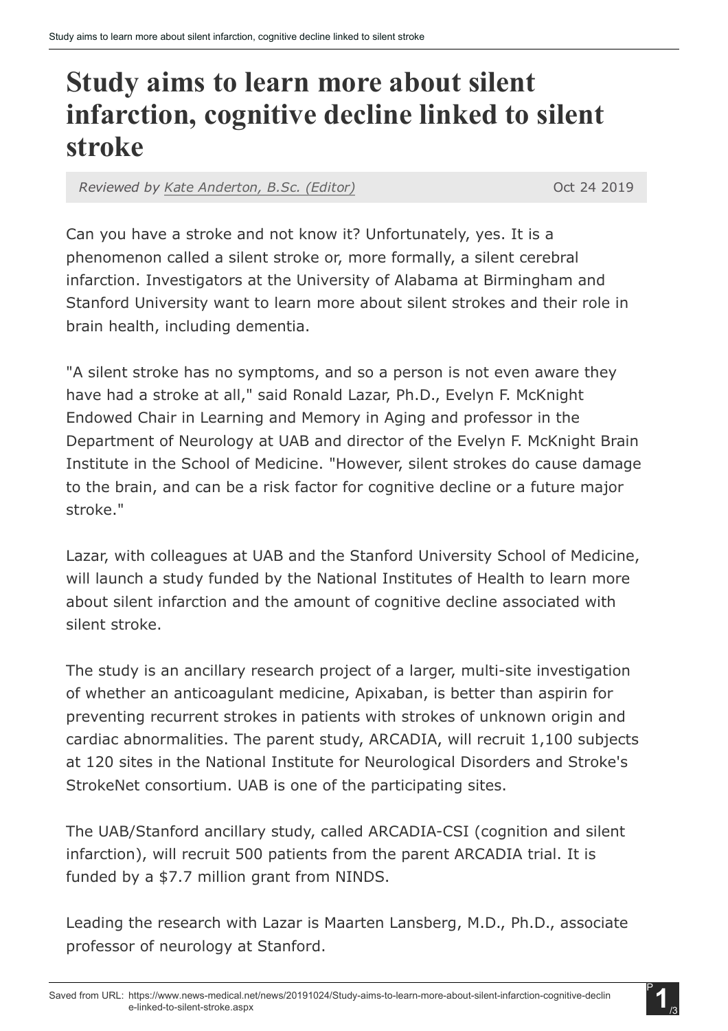# Study aims to learn more about silent infarction, cognitive decline linked to silent stroke

*Reviewed by Kate Anderton, B.Sc. (Editor)* Oct 24 2019

Can you have a stroke and not know it? Unfortunately, yes. It is a phenomenon called a silent stroke or, more formally, a silent cerebral infarction. Investigators at the University of Alabama at Birmingham and Stanford University want to learn more about silent strokes and their role in brain health, including dementia.

"A silent stroke has no symptoms, and so a person is not even aware they have had a stroke at all," said Ronald Lazar, Ph.D., Evelyn F. McKnight Endowed Chair in Learning and Memory in Aging and professor in the Department of Neurology at UAB and director of the Evelyn F. McKnight Brain Institute in the School of Medicine. "However, silent strokes do cause damage to the brain, and can be a risk factor for cognitive decline or a future major stroke."

Lazar, with colleagues at UAB and the Stanford University School of Medicine, will launch a study funded by the National Institutes of Health to learn more about silent infarction and the amount of cognitive decline associated with silent stroke.

The study is an ancillary research project of a larger, multi-site investigation of whether an anticoagulant medicine, Apixaban, is better than aspirin for preventing recurrent strokes in patients with strokes of unknown origin and cardiac abnormalities. The parent study, ARCADIA, will recruit 1,100 subjects at 120 sites in the National Institute for Neurological Disorders and Stroke's StrokeNet consortium. UAB is one of the participating sites.

The UAB/Stanford ancillary study, called ARCADIA-CSI (cognition and silent infarction), will recruit 500 patients from the parent ARCADIA trial. It is funded by a $7.7 million grant from NINDS.

Leading the research with Lazar is Maarten Lansberg, M.D., Ph.D., associate professor of neurology at Stanford.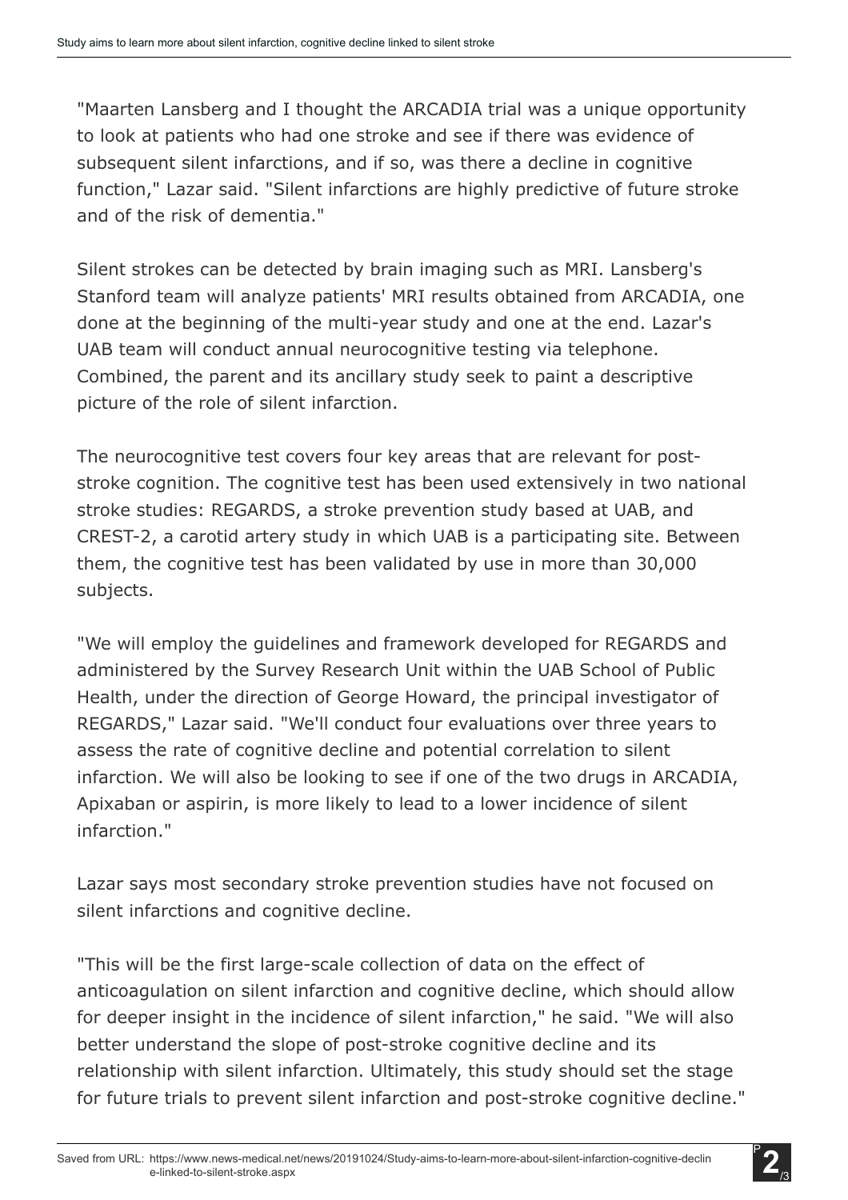"Maarten Lansberg and I thought the ARCADIA trial was a unique opportunity to look at patients who had one stroke and see if there was evidence of subsequent silent infarctions, and if so, was there a decline in cognitive function," Lazar said. "Silent infarctions are highly predictive of future stroke and of the risk of dementia."

Silent strokes can be detected by brain imaging such as MRI. Lansberg's Stanford team will analyze patients' MRI results obtained from ARCADIA, one done at the beginning of the multi-year study and one at the end. Lazar's UAB team will conduct annual neurocognitive testing via telephone. Combined, the parent and its ancillary study seek to paint a descriptive picture of the role of silent infarction.

The neurocognitive test covers four key areas that are relevant for post-stroke cognition. The cognitive test has been used extensively in two national stroke studies: REGARDS, a stroke prevention study based at UAB, and CREST-2, a carotid artery study in which UAB is a participating site. Between them, the cognitive test has been validated by use in more than 30,000 subjects.

"We will employ the guidelines and framework developed for REGARDS and administered by the Survey Research Unit within the UAB School of Public Health, under the direction of George Howard, the principal investigator of REGARDS," Lazar said. "We'll conduct four evaluations over three years to assess the rate of cognitive decline and potential correlation to silent infarction. We will also be looking to see if one of the two drugs in ARCADIA, Apixaban or aspirin, is more likely to lead to a lower incidence of silent infarction."

Lazar says most secondary stroke prevention studies have not focused on silent infarctions and cognitive decline.

"This will be the first large-scale collection of data on the effect of anticoagulation on silent infarction and cognitive decline, which should allow for deeper insight in the incidence of silent infarction," he said. "We will also better understand the slope of post-stroke cognitive decline and its relationship with silent infarction. Ultimately, this study should set the stage for future trials to prevent silent infarction and post-stroke cognitive decline."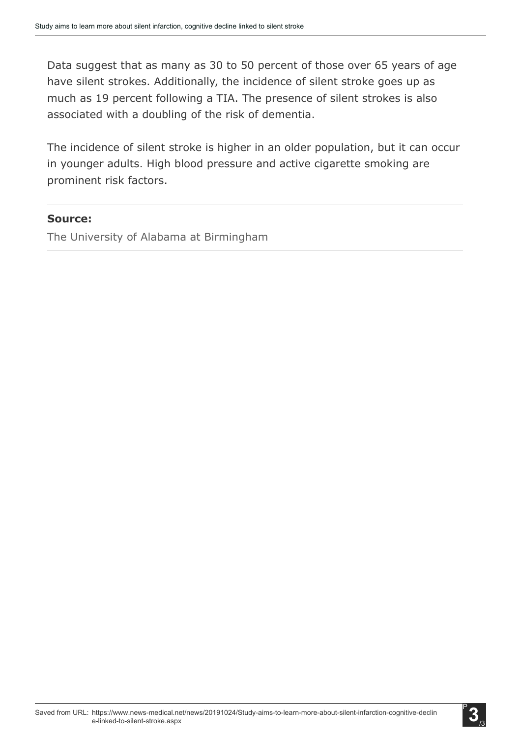Data suggest that as many as 30 to 50 percent of those over 65 years of age have silent strokes. Additionally, the incidence of silent stroke goes up as much as 19 percent following a TIA. The presence of silent strokes is also associated with a doubling of the risk of dementia.

The incidence of silent stroke is higher in an older population, but it can occur in younger adults. High blood pressure and active cigarette smoking are prominent risk factors.

---

**Source:**

The University of Alabama at Birmingham

---